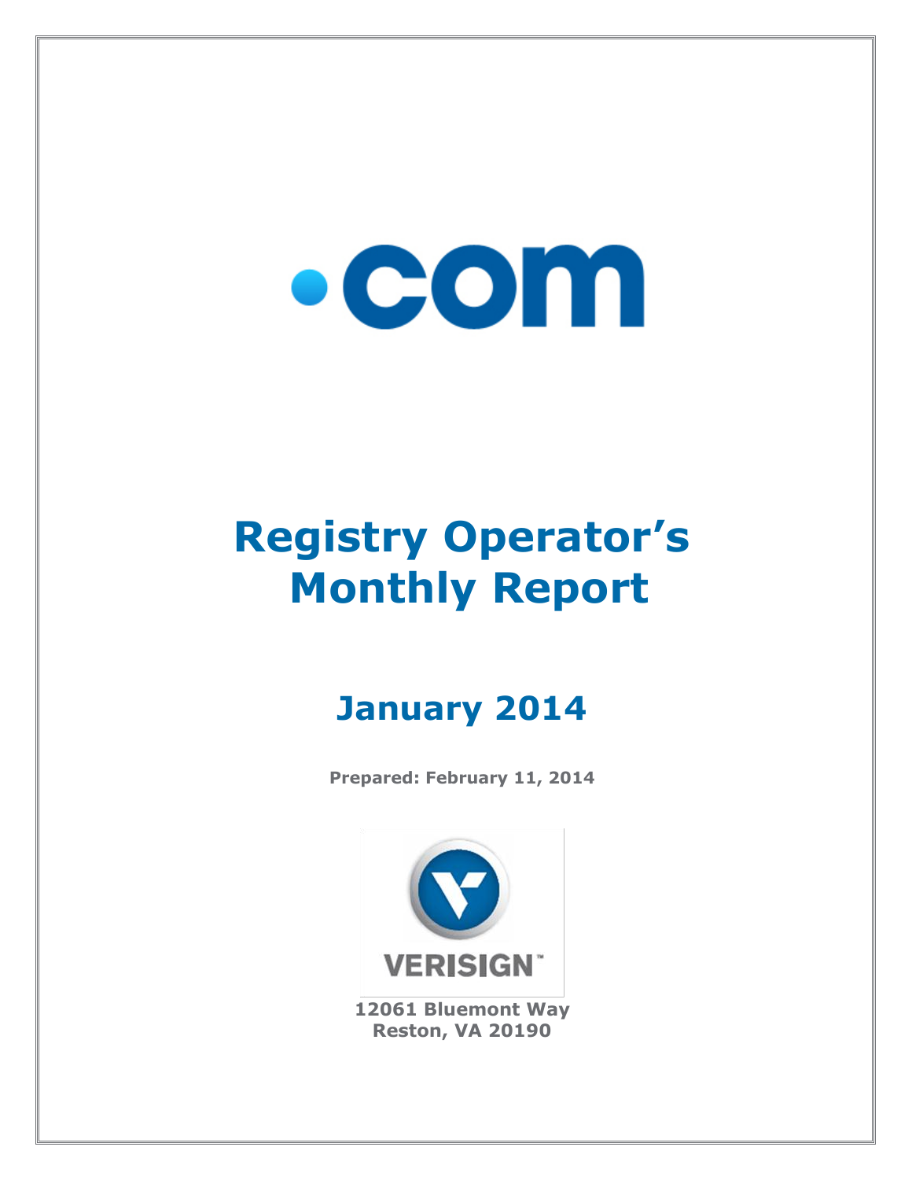# .com

# Registry Operator's Monthly Report

## January 2014

**Prepared: February 11, 2014**

VERISIGN™

**12061 Bluemont Way**
**Reston, VA 20190**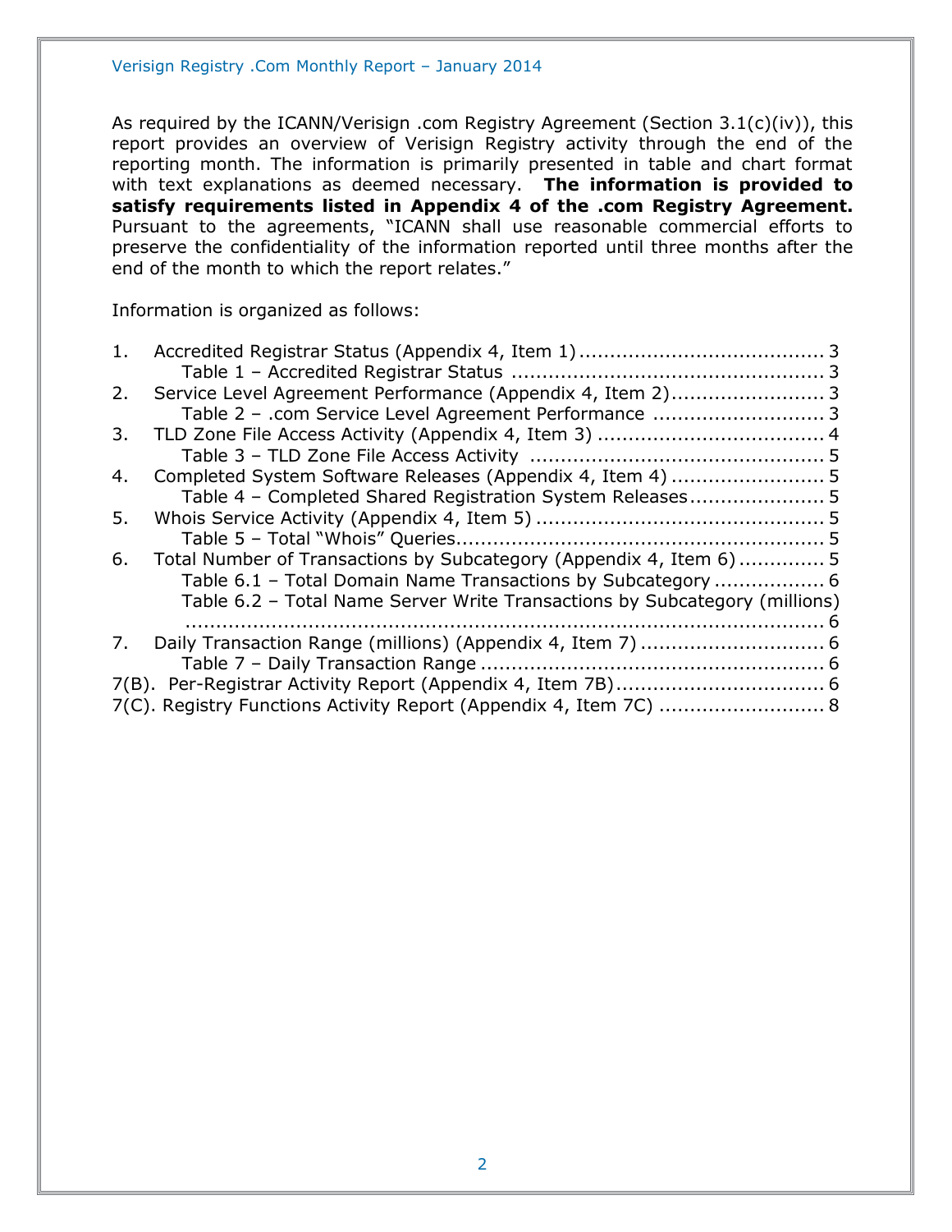As required by the ICANN/Verisign .com Registry Agreement (Section 3.1(c)(iv)), this report provides an overview of Verisign Registry activity through the end of the reporting month. The information is primarily presented in table and chart format with text explanations as deemed necessary. **The information is provided to satisfy requirements listed in Appendix 4 of the .com Registry Agreement.** Pursuant to the agreements, "ICANN shall use reasonable commercial efforts to preserve the confidentiality of the information reported until three months after the end of the month to which the report relates."

Information is organized as follows:

1. Accredited Registrar Status (Appendix 4, Item 1) ........................................ 3
   - Table 1 – Accredited Registrar Status ................................................... 3
2. Service Level Agreement Performance (Appendix 4, Item 2)......................... 3
   - Table 2 – .com Service Level Agreement Performance ............................ 3
3. TLD Zone File Access Activity (Appendix 4, Item 3) ..................................... 4
   - Table 3 – TLD Zone File Access Activity ................................................ 5
4. Completed System Software Releases (Appendix 4, Item 4) ......................... 5
   - Table 4 – Completed Shared Registration System Releases ...................... 5
5. Whois Service Activity (Appendix 4, Item 5) ............................................... 5
   - Table 5 – Total "Whois" Queries............................................................ 5
6. Total Number of Transactions by Subcategory (Appendix 4, Item 6) .............. 5
   - Table 6.1 – Total Domain Name Transactions by Subcategory .................. 6
   - Table 6.2 – Total Name Server Write Transactions by Subcategory (millions) ........................................................................................... 6
7. Daily Transaction Range (millions) (Appendix 4, Item 7) ............................... 6
   - Table 7 – Daily Transaction Range ........................................................ 6

7(B). Per-Registrar Activity Report (Appendix 4, Item 7B).................................. 6

7(C). Registry Functions Activity Report (Appendix 4, Item 7C) ........................... 8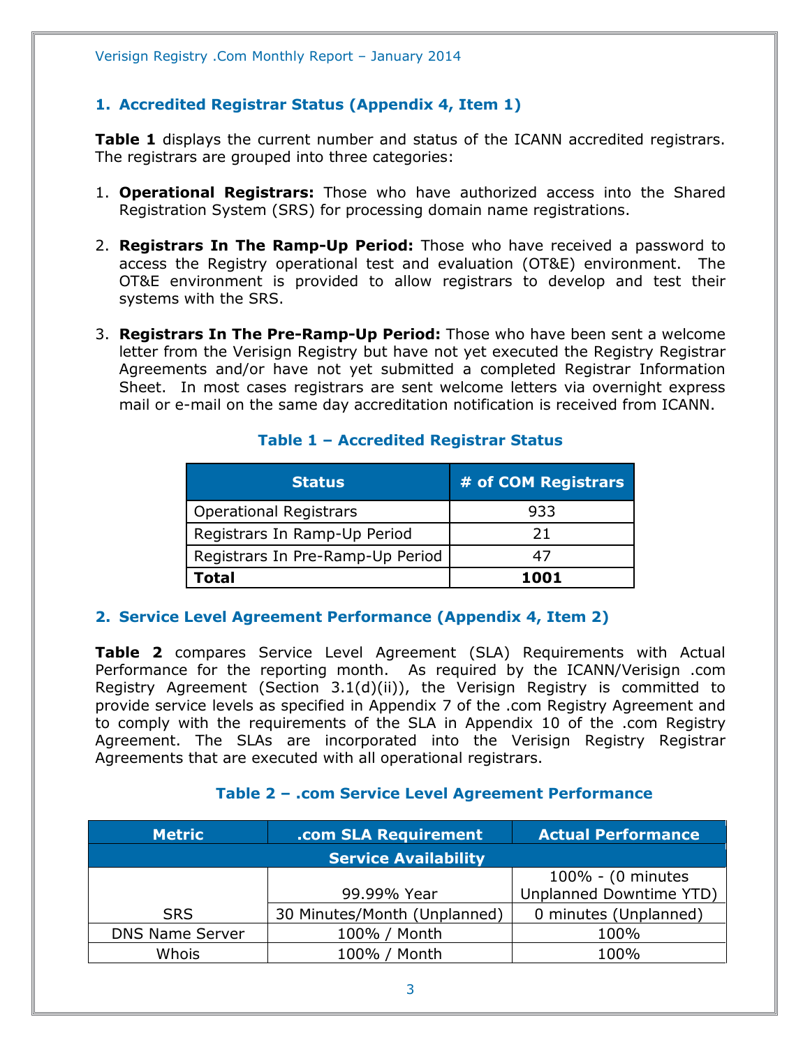## 1. Accredited Registrar Status (Appendix 4, Item 1)

**Table 1** displays the current number and status of the ICANN accredited registrars. The registrars are grouped into three categories:

1. **Operational Registrars:** Those who have authorized access into the Shared Registration System (SRS) for processing domain name registrations.

2. **Registrars In The Ramp-Up Period:** Those who have received a password to access the Registry operational test and evaluation (OT&E) environment. The OT&E environment is provided to allow registrars to develop and test their systems with the SRS.

3. **Registrars In The Pre-Ramp-Up Period:** Those who have been sent a welcome letter from the Verisign Registry but have not yet executed the Registry Registrar Agreements and/or have not yet submitted a completed Registrar Information Sheet. In most cases registrars are sent welcome letters via overnight express mail or e-mail on the same day accreditation notification is received from ICANN.

**Table 1 – Accredited Registrar Status**

| Status | # of COM Registrars |
|---|---|
| Operational Registrars | 933 |
| Registrars In Ramp-Up Period | 21 |
| Registrars In Pre-Ramp-Up Period | 47 |
| **Total** | **1001** |

## 2. Service Level Agreement Performance (Appendix 4, Item 2)

**Table 2** compares Service Level Agreement (SLA) Requirements with Actual Performance for the reporting month. As required by the ICANN/Verisign .com Registry Agreement (Section 3.1(d)(ii)), the Verisign Registry is committed to provide service levels as specified in Appendix 7 of the .com Registry Agreement and to comply with the requirements of the SLA in Appendix 10 of the .com Registry Agreement. The SLAs are incorporated into the Verisign Registry Registrar Agreements that are executed with all operational registrars.

**Table 2 – .com Service Level Agreement Performance**

| Metric | .com SLA Requirement | Actual Performance |
|---|---|---|
| **Service Availability** | | |
| SRS | 99.99% Year | 100% - (0 minutes Unplanned Downtime YTD) |
| | 30 Minutes/Month (Unplanned) | 0 minutes (Unplanned) |
| DNS Name Server | 100% / Month | 100% |
| Whois | 100% / Month | 100% |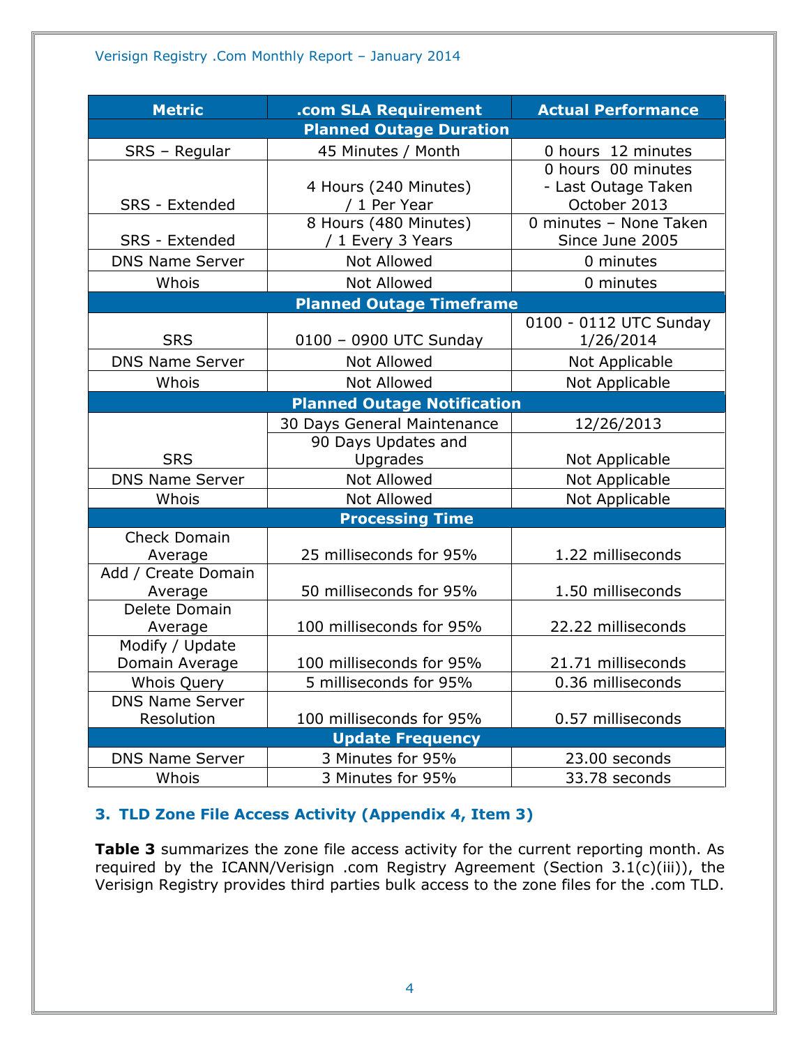| Metric | .com SLA Requirement | Actual Performance |
|---|---|---|
| **Planned Outage Duration** | | |
| SRS – Regular | 45 Minutes / Month | 0 hours 12 minutes |
| SRS - Extended | 4 Hours (240 Minutes) / 1 Per Year | 0 hours 00 minutes - Last Outage Taken October 2013 |
| SRS - Extended | 8 Hours (480 Minutes) / 1 Every 3 Years | 0 minutes – None Taken Since June 2005 |
| DNS Name Server | Not Allowed | 0 minutes |
| Whois | Not Allowed | 0 minutes |
| **Planned Outage Timeframe** | | |
| SRS | 0100 – 0900 UTC Sunday | 0100 - 0112 UTC Sunday 1/26/2014 |
| DNS Name Server | Not Allowed | Not Applicable |
| Whois | Not Allowed | Not Applicable |
| **Planned Outage Notification** | | |
| SRS | 30 Days General Maintenance | 12/26/2013 |
| | 90 Days Updates and Upgrades | Not Applicable |
| DNS Name Server | Not Allowed | Not Applicable |
| Whois | Not Allowed | Not Applicable |
| **Processing Time** | | |
| Check Domain Average | 25 milliseconds for 95% | 1.22 milliseconds |
| Add / Create Domain Average | 50 milliseconds for 95% | 1.50 milliseconds |
| Delete Domain Average | 100 milliseconds for 95% | 22.22 milliseconds |
| Modify / Update Domain Average | 100 milliseconds for 95% | 21.71 milliseconds |
| Whois Query | 5 milliseconds for 95% | 0.36 milliseconds |
| DNS Name Server Resolution | 100 milliseconds for 95% | 0.57 milliseconds |
| **Update Frequency** | | |
| DNS Name Server | 3 Minutes for 95% | 23.00 seconds |
| Whois | 3 Minutes for 95% | 33.78 seconds |

## 3. TLD Zone File Access Activity (Appendix 4, Item 3)

**Table 3** summarizes the zone file access activity for the current reporting month. As required by the ICANN/Verisign .com Registry Agreement (Section 3.1(c)(iii)), the Verisign Registry provides third parties bulk access to the zone files for the .com TLD.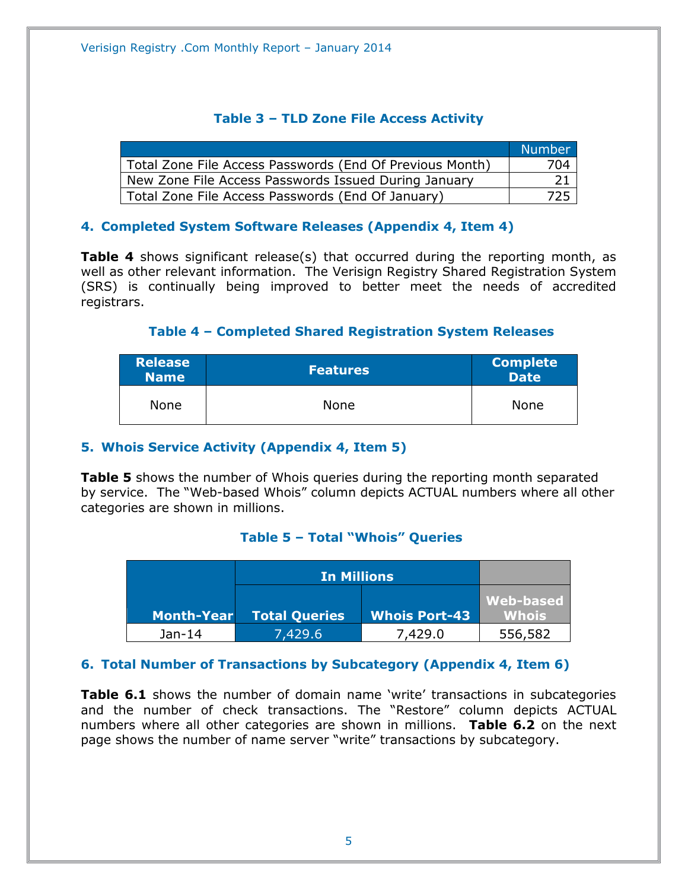### Table 3 – TLD Zone File Access Activity

| | Number |
|---|---|
| Total Zone File Access Passwords (End Of Previous Month) | 704 |
| New Zone File Access Passwords Issued During January | 21 |
| Total Zone File Access Passwords (End Of January) | 725 |

## 4. Completed System Software Releases (Appendix 4, Item 4)

**Table 4** shows significant release(s) that occurred during the reporting month, as well as other relevant information. The Verisign Registry Shared Registration System (SRS) is continually being improved to better meet the needs of accredited registrars.

### Table 4 – Completed Shared Registration System Releases

| Release Name | Features | Complete Date |
|---|---|---|
| None | None | None |

## 5. Whois Service Activity (Appendix 4, Item 5)

**Table 5** shows the number of Whois queries during the reporting month separated by service. The "Web-based Whois" column depicts ACTUAL numbers where all other categories are shown in millions.

### Table 5 – Total "Whois" Queries

| | In Millions | | |
|---|---|---|---|
| Month-Year | Total Queries | Whois Port-43 | Web-based Whois |
| Jan-14 | 7,429.6 | 7,429.0 | 556,582 |

## 6. Total Number of Transactions by Subcategory (Appendix 4, Item 6)

**Table 6.1** shows the number of domain name 'write' transactions in subcategories and the number of check transactions. The "Restore" column depicts ACTUAL numbers where all other categories are shown in millions. **Table 6.2** on the next page shows the number of name server "write" transactions by subcategory.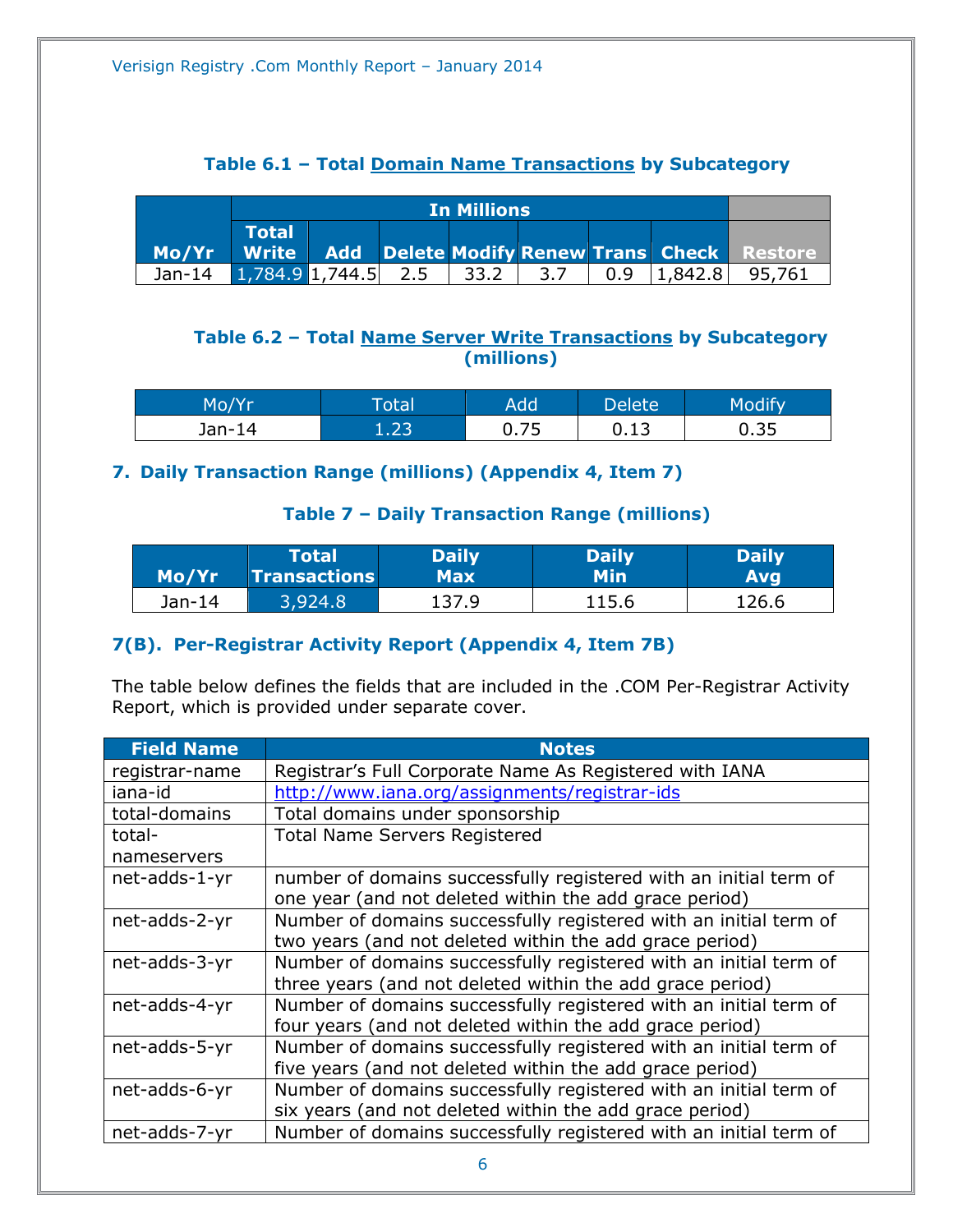### Table 6.1 – Total Domain Name Transactions by Subcategory

| Mo/Yr | In Millions | | | | | | | |
|---|---|---|---|---|---|---|---|---|
| | Total Write | Add | Delete | Modify | Renew | Trans | Check | Restore |
| Jan-14 | 1,784.9 | 1,744.5 | 2.5 | 33.2 | 3.7 | 0.9 | 1,842.8 | 95,761 |

### Table 6.2 – Total Name Server Write Transactions by Subcategory (millions)

| Mo/Yr | Total | Add | Delete | Modify |
|---|---|---|---|---|
| Jan-14 | 1.23 | 0.75 | 0.13 | 0.35 |

## 7. Daily Transaction Range (millions) (Appendix 4, Item 7)

### Table 7 – Daily Transaction Range (millions)

| Mo/Yr | Total Transactions | Daily Max | Daily Min | Daily Avg |
|---|---|---|---|---|
| Jan-14 | 3,924.8 | 137.9 | 115.6 | 126.6 |

## 7(B). Per-Registrar Activity Report (Appendix 4, Item 7B)

The table below defines the fields that are included in the .COM Per-Registrar Activity Report, which is provided under separate cover.

| Field Name | Notes |
|---|---|
| registrar-name | Registrar's Full Corporate Name As Registered with IANA |
| iana-id | http://www.iana.org/assignments/registrar-ids |
| total-domains | Total domains under sponsorship |
| total-nameservers | Total Name Servers Registered |
| net-adds-1-yr | number of domains successfully registered with an initial term of one year (and not deleted within the add grace period) |
| net-adds-2-yr | Number of domains successfully registered with an initial term of two years (and not deleted within the add grace period) |
| net-adds-3-yr | Number of domains successfully registered with an initial term of three years (and not deleted within the add grace period) |
| net-adds-4-yr | Number of domains successfully registered with an initial term of four years (and not deleted within the add grace period) |
| net-adds-5-yr | Number of domains successfully registered with an initial term of five years (and not deleted within the add grace period) |
| net-adds-6-yr | Number of domains successfully registered with an initial term of six years (and not deleted within the add grace period) |
| net-adds-7-yr | Number of domains successfully registered with an initial term of |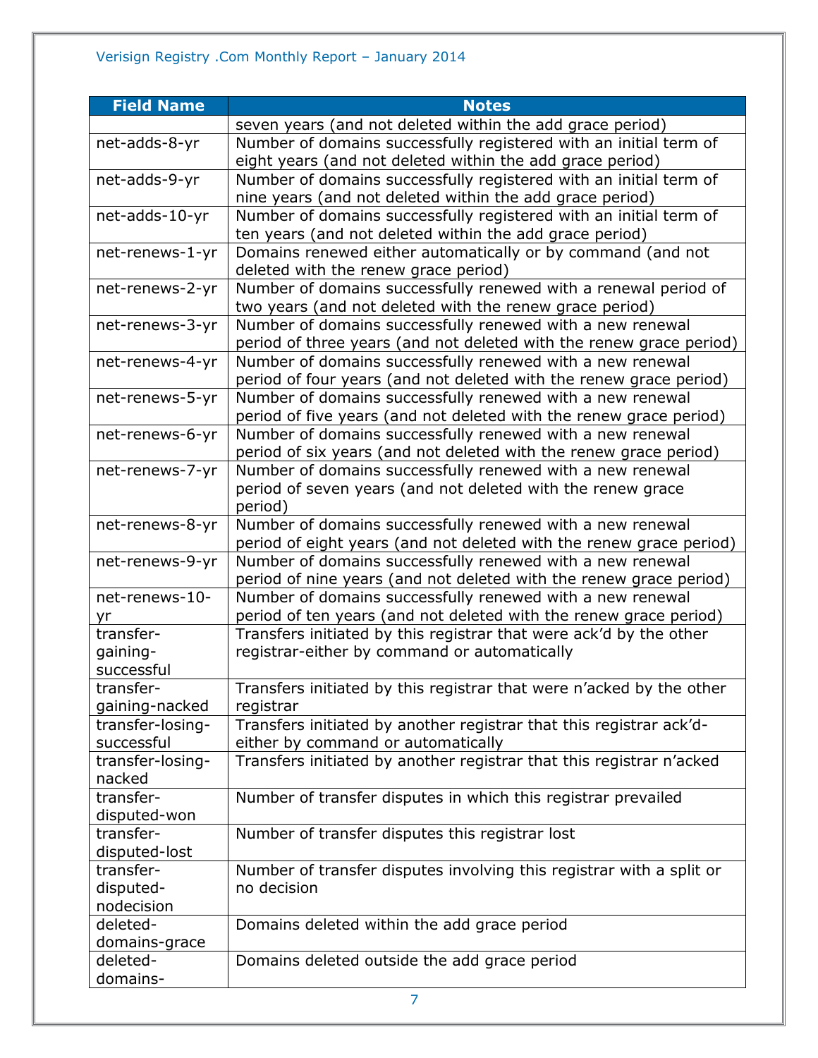| Field Name | Notes |
|---|---|
| | seven years (and not deleted within the add grace period) |
| net-adds-8-yr | Number of domains successfully registered with an initial term of eight years (and not deleted within the add grace period) |
| net-adds-9-yr | Number of domains successfully registered with an initial term of nine years (and not deleted within the add grace period) |
| net-adds-10-yr | Number of domains successfully registered with an initial term of ten years (and not deleted within the add grace period) |
| net-renews-1-yr | Domains renewed either automatically or by command (and not deleted with the renew grace period) |
| net-renews-2-yr | Number of domains successfully renewed with a renewal period of two years (and not deleted with the renew grace period) |
| net-renews-3-yr | Number of domains successfully renewed with a new renewal period of three years (and not deleted with the renew grace period) |
| net-renews-4-yr | Number of domains successfully renewed with a new renewal period of four years (and not deleted with the renew grace period) |
| net-renews-5-yr | Number of domains successfully renewed with a new renewal period of five years (and not deleted with the renew grace period) |
| net-renews-6-yr | Number of domains successfully renewed with a new renewal period of six years (and not deleted with the renew grace period) |
| net-renews-7-yr | Number of domains successfully renewed with a new renewal period of seven years (and not deleted with the renew grace period) |
| net-renews-8-yr | Number of domains successfully renewed with a new renewal period of eight years (and not deleted with the renew grace period) |
| net-renews-9-yr | Number of domains successfully renewed with a new renewal period of nine years (and not deleted with the renew grace period) |
| net-renews-10-yr | Number of domains successfully renewed with a new renewal period of ten years (and not deleted with the renew grace period) |
| transfer-gaining-successful | Transfers initiated by this registrar that were ack'd by the other registrar-either by command or automatically |
| transfer-gaining-nacked | Transfers initiated by this registrar that were n'acked by the other registrar |
| transfer-losing-successful | Transfers initiated by another registrar that this registrar ack'd-either by command or automatically |
| transfer-losing-nacked | Transfers initiated by another registrar that this registrar n'acked |
| transfer-disputed-won | Number of transfer disputes in which this registrar prevailed |
| transfer-disputed-lost | Number of transfer disputes this registrar lost |
| transfer-disputed-nodecision | Number of transfer disputes involving this registrar with a split or no decision |
| deleted-domains-grace | Domains deleted within the add grace period |
| deleted-domains- | Domains deleted outside the add grace period |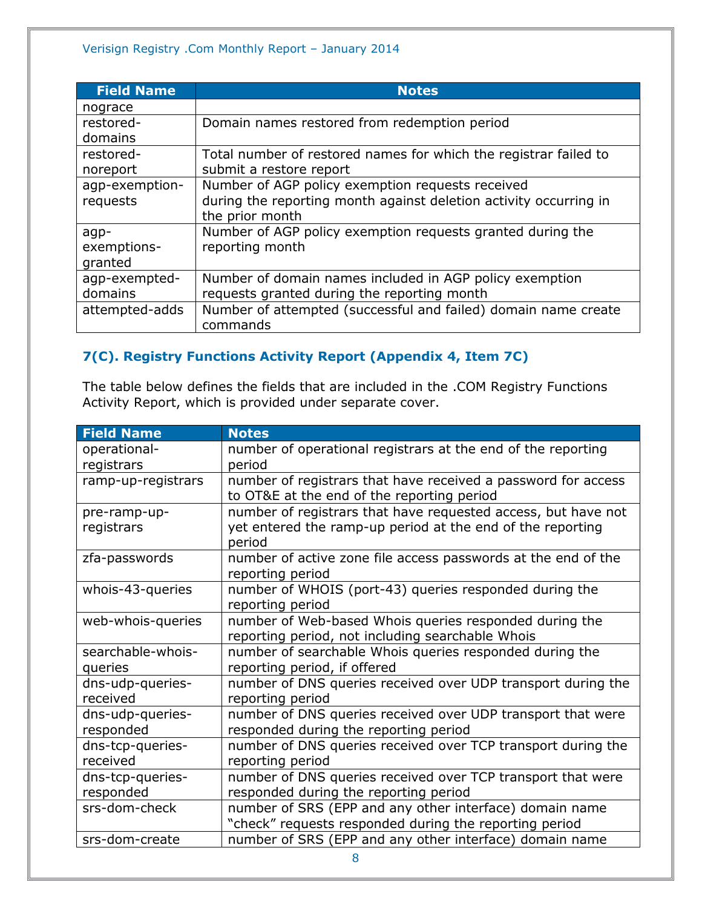| Field Name | Notes |
| --- | --- |
| nograce | |
| restored-domains | Domain names restored from redemption period |
| restored-noreport | Total number of restored names for which the registrar failed to submit a restore report |
| agp-exemption-requests | Number of AGP policy exemption requests received during the reporting month against deletion activity occurring in the prior month |
| agp-exemptions-granted | Number of AGP policy exemption requests granted during the reporting month |
| agp-exempted-domains | Number of domain names included in AGP policy exemption requests granted during the reporting month |
| attempted-adds | Number of attempted (successful and failed) domain name create commands |

### 7(C). Registry Functions Activity Report (Appendix 4, Item 7C)

The table below defines the fields that are included in the .COM Registry Functions Activity Report, which is provided under separate cover.

| Field Name | Notes |
| --- | --- |
| operational-registrars | number of operational registrars at the end of the reporting period |
| ramp-up-registrars | number of registrars that have received a password for access to OT&E at the end of the reporting period |
| pre-ramp-up-registrars | number of registrars that have requested access, but have not yet entered the ramp-up period at the end of the reporting period |
| zfa-passwords | number of active zone file access passwords at the end of the reporting period |
| whois-43-queries | number of WHOIS (port-43) queries responded during the reporting period |
| web-whois-queries | number of Web-based Whois queries responded during the reporting period, not including searchable Whois |
| searchable-whois-queries | number of searchable Whois queries responded during the reporting period, if offered |
| dns-udp-queries-received | number of DNS queries received over UDP transport during the reporting period |
| dns-udp-queries-responded | number of DNS queries received over UDP transport that were responded during the reporting period |
| dns-tcp-queries-received | number of DNS queries received over TCP transport during the reporting period |
| dns-tcp-queries-responded | number of DNS queries received over TCP transport that were responded during the reporting period |
| srs-dom-check | number of SRS (EPP and any other interface) domain name "check" requests responded during the reporting period |
| srs-dom-create | number of SRS (EPP and any other interface) domain name |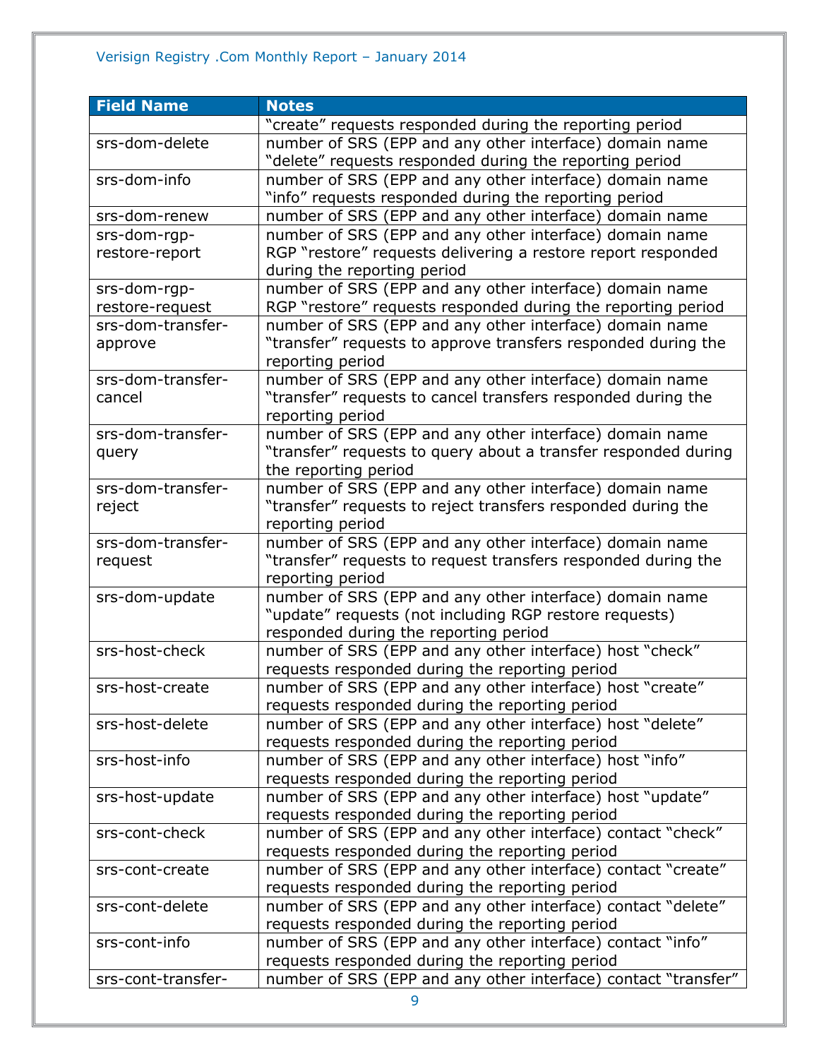| Field Name | Notes |
|---|---|
| | "create" requests responded during the reporting period |
| srs-dom-delete | number of SRS (EPP and any other interface) domain name "delete" requests responded during the reporting period |
| srs-dom-info | number of SRS (EPP and any other interface) domain name "info" requests responded during the reporting period |
| srs-dom-renew | number of SRS (EPP and any other interface) domain name |
| srs-dom-rgp-restore-report | number of SRS (EPP and any other interface) domain name RGP "restore" requests delivering a restore report responded during the reporting period |
| srs-dom-rgp-restore-request | number of SRS (EPP and any other interface) domain name RGP "restore" requests responded during the reporting period |
| srs-dom-transfer-approve | number of SRS (EPP and any other interface) domain name "transfer" requests to approve transfers responded during the reporting period |
| srs-dom-transfer-cancel | number of SRS (EPP and any other interface) domain name "transfer" requests to cancel transfers responded during the reporting period |
| srs-dom-transfer-query | number of SRS (EPP and any other interface) domain name "transfer" requests to query about a transfer responded during the reporting period |
| srs-dom-transfer-reject | number of SRS (EPP and any other interface) domain name "transfer" requests to reject transfers responded during the reporting period |
| srs-dom-transfer-request | number of SRS (EPP and any other interface) domain name "transfer" requests to request transfers responded during the reporting period |
| srs-dom-update | number of SRS (EPP and any other interface) domain name "update" requests (not including RGP restore requests) responded during the reporting period |
| srs-host-check | number of SRS (EPP and any other interface) host "check" requests responded during the reporting period |
| srs-host-create | number of SRS (EPP and any other interface) host "create" requests responded during the reporting period |
| srs-host-delete | number of SRS (EPP and any other interface) host "delete" requests responded during the reporting period |
| srs-host-info | number of SRS (EPP and any other interface) host "info" requests responded during the reporting period |
| srs-host-update | number of SRS (EPP and any other interface) host "update" requests responded during the reporting period |
| srs-cont-check | number of SRS (EPP and any other interface) contact "check" requests responded during the reporting period |
| srs-cont-create | number of SRS (EPP and any other interface) contact "create" requests responded during the reporting period |
| srs-cont-delete | number of SRS (EPP and any other interface) contact "delete" requests responded during the reporting period |
| srs-cont-info | number of SRS (EPP and any other interface) contact "info" requests responded during the reporting period |
| srs-cont-transfer- | number of SRS (EPP and any other interface) contact "transfer" |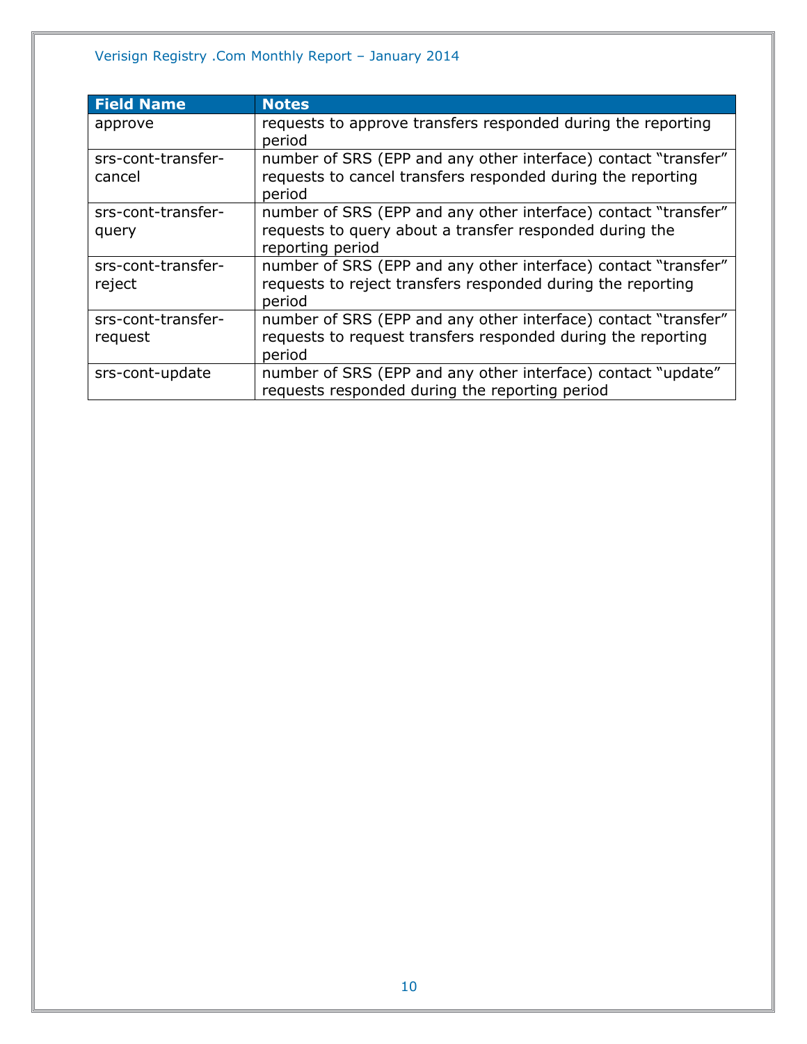| Field Name | Notes |
|---|---|
| approve | requests to approve transfers responded during the reporting period |
| srs-cont-transfer-cancel | number of SRS (EPP and any other interface) contact "transfer" requests to cancel transfers responded during the reporting period |
| srs-cont-transfer-query | number of SRS (EPP and any other interface) contact "transfer" requests to query about a transfer responded during the reporting period |
| srs-cont-transfer-reject | number of SRS (EPP and any other interface) contact "transfer" requests to reject transfers responded during the reporting period |
| srs-cont-transfer-request | number of SRS (EPP and any other interface) contact "transfer" requests to request transfers responded during the reporting period |
| srs-cont-update | number of SRS (EPP and any other interface) contact "update" requests responded during the reporting period |